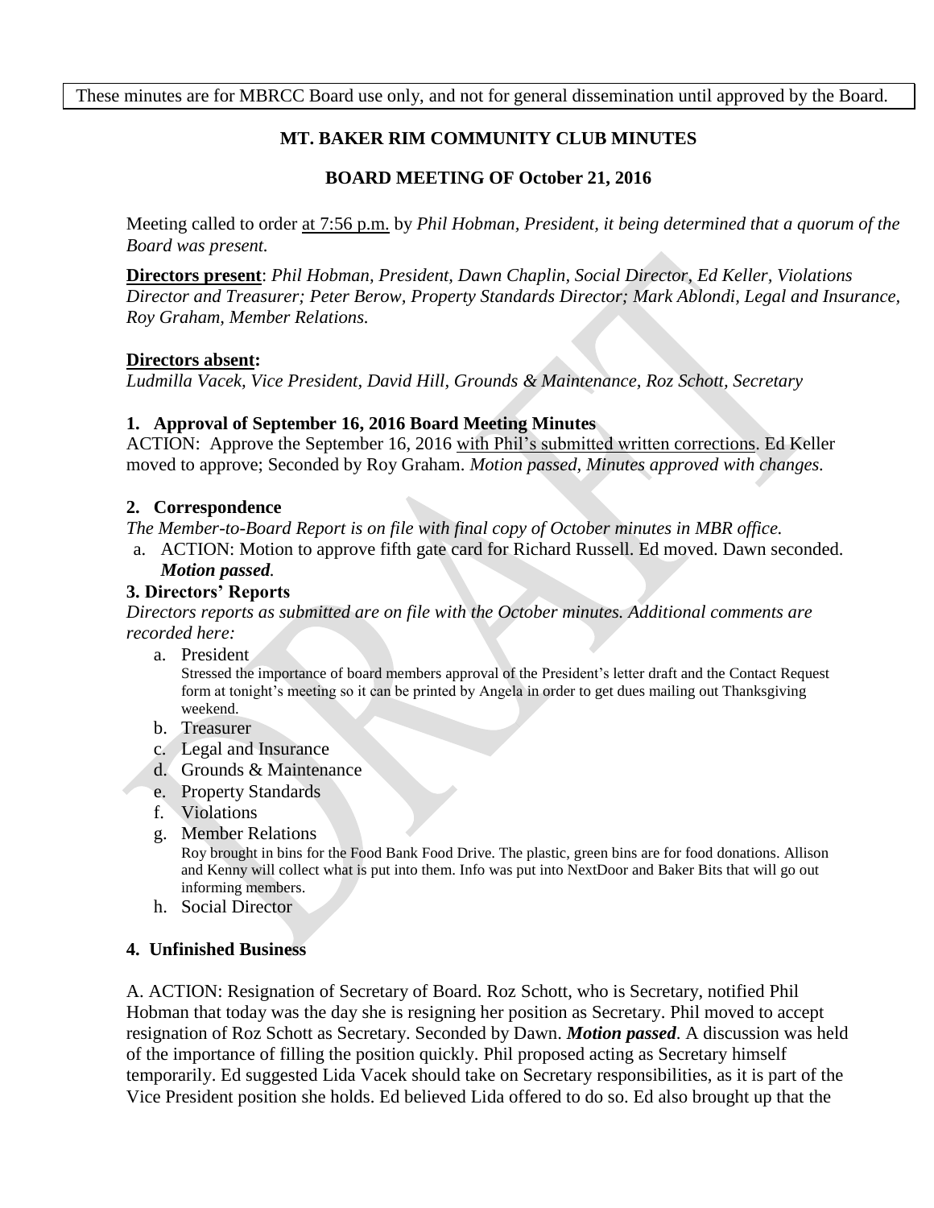These minutes are for MBRCC Board use only, and not for general dissemination until approved by the Board.

# MT. BAKER RIM COMMUNITY CLUB MINUTES

## BOARD MEETING OF October 21, 2016

Meeting called to order at 7:56 p.m. by *Phil Hobman, President, it being determined that a quorum of the Board was present.*

**Directors present**: *Phil Hobman, President, Dawn Chaplin, Social Director, Ed Keller, Violations Director and Treasurer; Peter Berow, Property Standards Director; Mark Ablondi, Legal and Insurance, Roy Graham, Member Relations.*

**Directors absent:**
*Ludmilla Vacek, Vice President, David Hill, Grounds & Maintenance, Roz Schott, Secretary*

### 1. Approval of September 16, 2016 Board Meeting Minutes

ACTION: Approve the September 16, 2016 with Phil's submitted written corrections. Ed Keller moved to approve; Seconded by Roy Graham. *Motion passed, Minutes approved with changes.*

### 2. Correspondence

*The Member-to-Board Report is on file with final copy of October minutes in MBR office.*

a. ACTION: Motion to approve fifth gate card for Richard Russell. Ed moved. Dawn seconded. ***Motion passed.***

### 3. Directors' Reports

*Directors reports as submitted are on file with the October minutes. Additional comments are recorded here:*

a. President
   Stressed the importance of board members approval of the President's letter draft and the Contact Request form at tonight's meeting so it can be printed by Angela in order to get dues mailing out Thanksgiving weekend.
b. Treasurer
c. Legal and Insurance
d. Grounds & Maintenance
e. Property Standards
f. Violations
g. Member Relations
   Roy brought in bins for the Food Bank Food Drive. The plastic, green bins are for food donations. Allison and Kenny will collect what is put into them. Info was put into NextDoor and Baker Bits that will go out informing members.
h. Social Director

### 4. Unfinished Business

A. ACTION: Resignation of Secretary of Board. Roz Schott, who is Secretary, notified Phil Hobman that today was the day she is resigning her position as Secretary. Phil moved to accept resignation of Roz Schott as Secretary. Seconded by Dawn. ***Motion passed***. A discussion was held of the importance of filling the position quickly. Phil proposed acting as Secretary himself temporarily. Ed suggested Lida Vacek should take on Secretary responsibilities, as it is part of the Vice President position she holds. Ed believed Lida offered to do so. Ed also brought up that the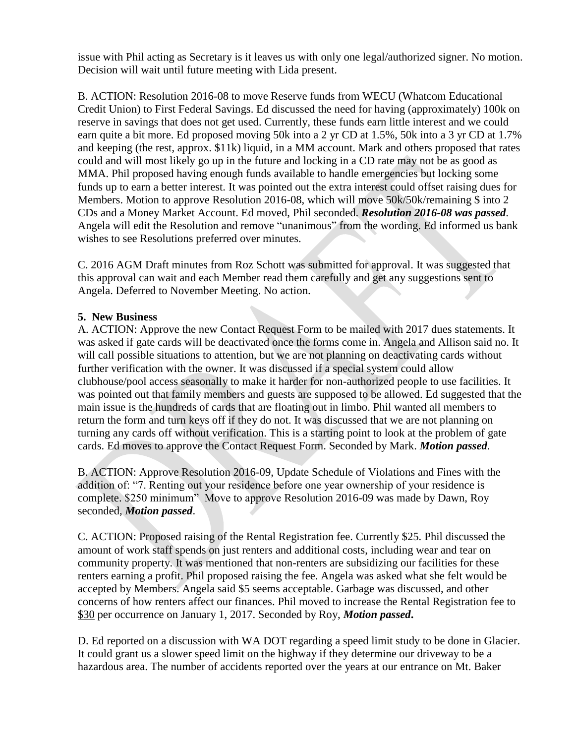issue with Phil acting as Secretary is it leaves us with only one legal/authorized signer. No motion. Decision will wait until future meeting with Lida present.

B. ACTION: Resolution 2016-08 to move Reserve funds from WECU (Whatcom Educational Credit Union) to First Federal Savings. Ed discussed the need for having (approximately) 100k on reserve in savings that does not get used. Currently, these funds earn little interest and we could earn quite a bit more. Ed proposed moving 50k into a 2 yr CD at 1.5%, 50k into a 3 yr CD at 1.7% and keeping (the rest, approx. $11k) liquid, in a MM account. Mark and others proposed that rates could and will most likely go up in the future and locking in a CD rate may not be as good as MMA. Phil proposed having enough funds available to handle emergencies but locking some funds up to earn a better interest. It was pointed out the extra interest could offset raising dues for Members. Motion to approve Resolution 2016-08, which will move 50k/50k/remaining $ into 2 CDs and a Money Market Account. Ed moved, Phil seconded. ***Resolution 2016-08 was passed***. Angela will edit the Resolution and remove "unanimous" from the wording. Ed informed us bank wishes to see Resolutions preferred over minutes.

C. 2016 AGM Draft minutes from Roz Schott was submitted for approval. It was suggested that this approval can wait and each Member read them carefully and get any suggestions sent to Angela. Deferred to November Meeting. No action.

**5. New Business**

A. ACTION: Approve the new Contact Request Form to be mailed with 2017 dues statements. It was asked if gate cards will be deactivated once the forms come in. Angela and Allison said no. It will call possible situations to attention, but we are not planning on deactivating cards without further verification with the owner. It was discussed if a special system could allow clubhouse/pool access seasonally to make it harder for non-authorized people to use facilities. It was pointed out that family members and guests are supposed to be allowed. Ed suggested that the main issue is the hundreds of cards that are floating out in limbo. Phil wanted all members to return the form and turn keys off if they do not. It was discussed that we are not planning on turning any cards off without verification. This is a starting point to look at the problem of gate cards. Ed moves to approve the Contact Request Form. Seconded by Mark. ***Motion passed***.

B. ACTION: Approve Resolution 2016-09, Update Schedule of Violations and Fines with the addition of: "7. Renting out your residence before one year ownership of your residence is complete. $250 minimum" Move to approve Resolution 2016-09 was made by Dawn, Roy seconded, ***Motion passed***.

C. ACTION: Proposed raising of the Rental Registration fee. Currently $25. Phil discussed the amount of work staff spends on just renters and additional costs, including wear and tear on community property. It was mentioned that non-renters are subsidizing our facilities for these renters earning a profit. Phil proposed raising the fee. Angela was asked what she felt would be accepted by Members. Angela said $5 seems acceptable. Garbage was discussed, and other concerns of how renters affect our finances. Phil moved to increase the Rental Registration fee to <u>$30</u> per occurrence on January 1, 2017. Seconded by Roy, ***Motion passed***.

D. Ed reported on a discussion with WA DOT regarding a speed limit study to be done in Glacier. It could grant us a slower speed limit on the highway if they determine our driveway to be a hazardous area. The number of accidents reported over the years at our entrance on Mt. Baker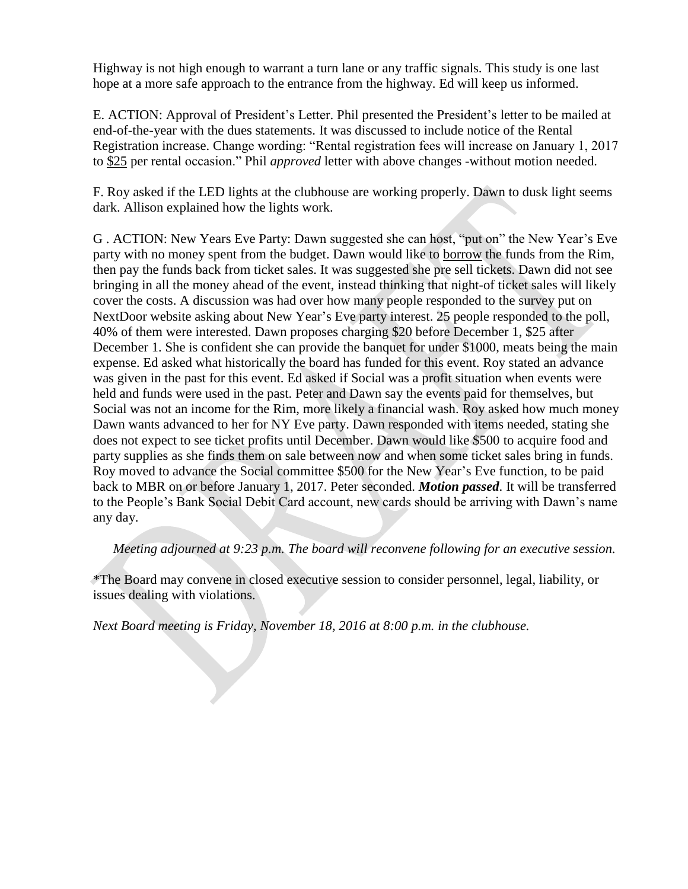Highway is not high enough to warrant a turn lane or any traffic signals. This study is one last hope at a more safe approach to the entrance from the highway. Ed will keep us informed.

E. ACTION: Approval of President's Letter. Phil presented the President's letter to be mailed at end-of-the-year with the dues statements. It was discussed to include notice of the Rental Registration increase. Change wording: "Rental registration fees will increase on January 1, 2017 to $25 per rental occasion." Phil *approved* letter with above changes -without motion needed.

F. Roy asked if the LED lights at the clubhouse are working properly. Dawn to dusk light seems dark. Allison explained how the lights work.

G . ACTION: New Years Eve Party: Dawn suggested she can host, "put on" the New Year's Eve party with no money spent from the budget. Dawn would like to borrow the funds from the Rim, then pay the funds back from ticket sales. It was suggested she pre sell tickets. Dawn did not see bringing in all the money ahead of the event, instead thinking that night-of ticket sales will likely cover the costs. A discussion was had over how many people responded to the survey put on NextDoor website asking about New Year's Eve party interest. 25 people responded to the poll, 40% of them were interested. Dawn proposes charging $20 before December 1, $25 after December 1. She is confident she can provide the banquet for under $1000, meats being the main expense. Ed asked what historically the board has funded for this event. Roy stated an advance was given in the past for this event. Ed asked if Social was a profit situation when events were held and funds were used in the past. Peter and Dawn say the events paid for themselves, but Social was not an income for the Rim, more likely a financial wash. Roy asked how much money Dawn wants advanced to her for NY Eve party. Dawn responded with items needed, stating she does not expect to see ticket profits until December. Dawn would like $500 to acquire food and party supplies as she finds them on sale between now and when some ticket sales bring in funds. Roy moved to advance the Social committee $500 for the New Year's Eve function, to be paid back to MBR on or before January 1, 2017. Peter seconded. ***Motion passed***. It will be transferred to the People's Bank Social Debit Card account, new cards should be arriving with Dawn's name any day.

*Meeting adjourned at 9:23 p.m. The board will reconvene following for an executive session.*

*The Board may convene in closed executive session to consider personnel, legal, liability, or issues dealing with violations.

*Next Board meeting is Friday, November 18, 2016 at 8:00 p.m. in the clubhouse.*